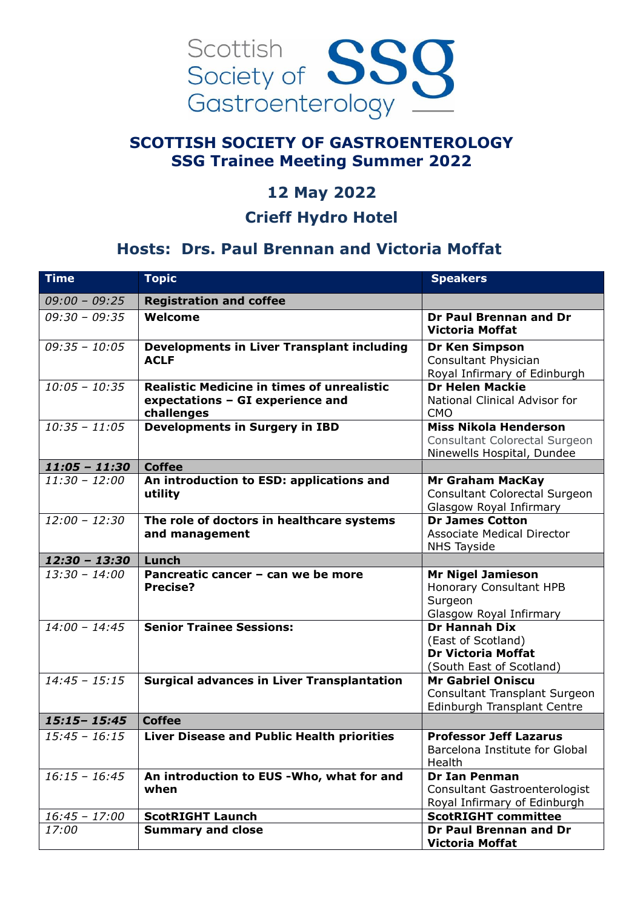# SCOTTISH SOCIETY OF GASTROENTEROLOGY
## SSG Trainee Meeting Summer 2022

## 12 May 2022

## Crieff Hydro Hotel

## Hosts: Drs. Paul Brennan and Victoria Moffat

| Time | Topic | Speakers |
|---|---|---|
| *09:00 – 09:25* | **Registration and coffee** | |
| *09:30 – 09:35* | **Welcome** | **Dr Paul Brennan and Dr Victoria Moffat** |
| *09:35 – 10:05* | **Developments in Liver Transplant including ACLF** | **Dr Ken Simpson**<br>Consultant Physician<br>Royal Infirmary of Edinburgh |
| *10:05 – 10:35* | **Realistic Medicine in times of unrealistic expectations – GI experience and challenges** | **Dr Helen Mackie**<br>National Clinical Advisor for CMO |
| *10:35 – 11:05* | **Developments in Surgery in IBD** | **Miss Nikola Henderson**<br>Consultant Colorectal Surgeon<br>Ninewells Hospital, Dundee |
| ***11:05 – 11:30*** | **Coffee** | |
| *11:30 – 12:00* | **An introduction to ESD: applications and utility** | **Mr Graham MacKay**<br>Consultant Colorectal Surgeon<br>Glasgow Royal Infirmary |
| *12:00 – 12:30* | **The role of doctors in healthcare systems and management** | **Dr James Cotton**<br>Associate Medical Director<br>NHS Tayside |
| ***12:30 – 13:30*** | **Lunch** | |
| *13:30 – 14:00* | **Pancreatic cancer – can we be more Precise?** | **Mr Nigel Jamieson**<br>Honorary Consultant HPB Surgeon<br>Glasgow Royal Infirmary |
| *14:00 – 14:45* | **Senior Trainee Sessions:** | **Dr Hannah Dix**<br>(East of Scotland)<br>**Dr Victoria Moffat**<br>(South East of Scotland) |
| *14:45 – 15:15* | **Surgical advances in Liver Transplantation** | **Mr Gabriel Oniscu**<br>Consultant Transplant Surgeon<br>Edinburgh Transplant Centre |
| ***15:15– 15:45*** | **Coffee** | |
| *15:45 – 16:15* | **Liver Disease and Public Health priorities** | **Professor Jeff Lazarus**<br>Barcelona Institute for Global Health |
| *16:15 – 16:45* | **An introduction to EUS -Who, what for and when** | **Dr Ian Penman**<br>Consultant Gastroenterologist<br>Royal Infirmary of Edinburgh |
| *16:45 – 17:00* | **ScotRIGHT Launch** | **ScotRIGHT committee** |
| *17:00* | **Summary and close** | **Dr Paul Brennan and Dr Victoria Moffat** |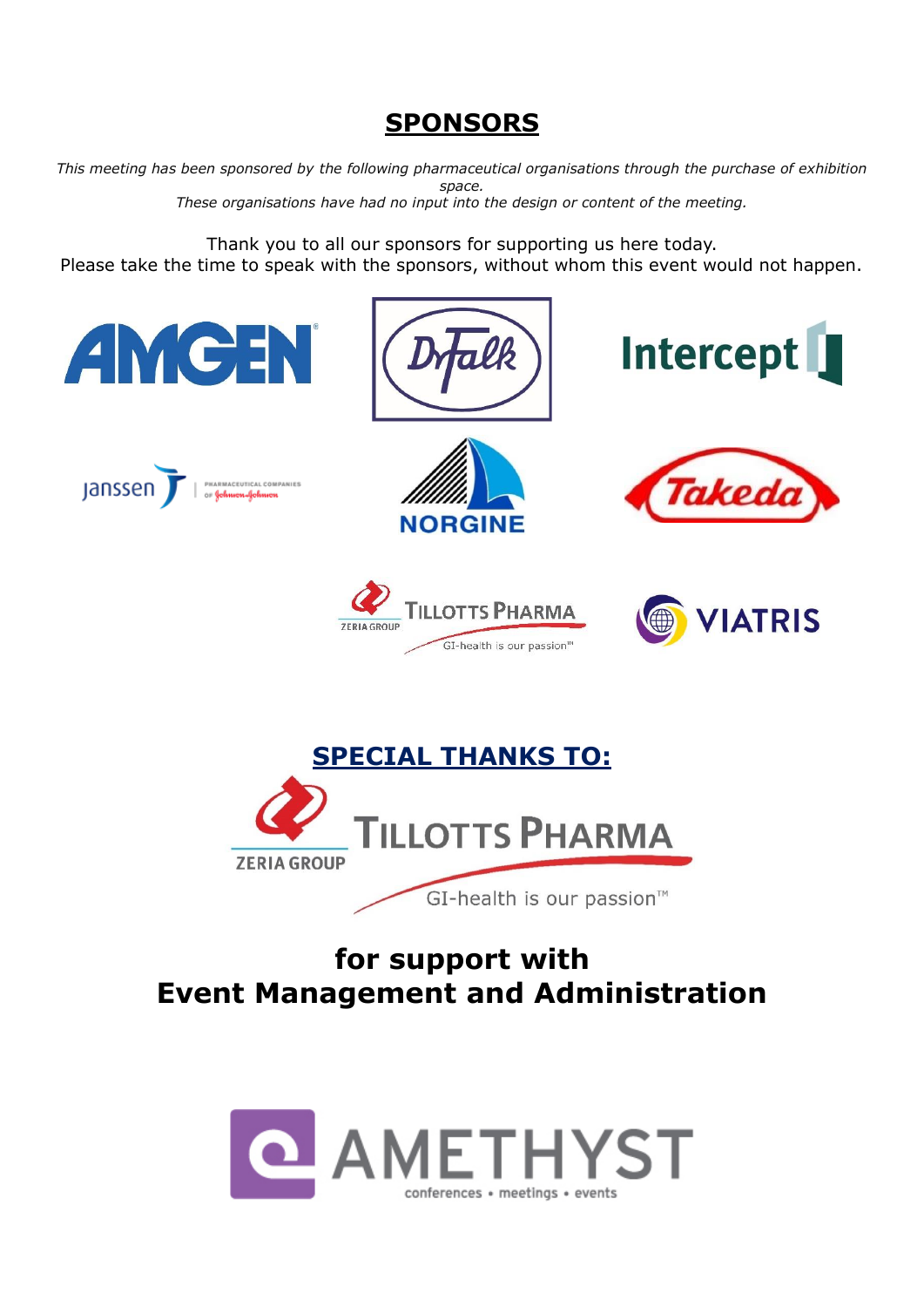# SPONSORS

*This meeting has been sponsored by the following pharmaceutical organisations through the purchase of exhibition space.*
*These organisations have had no input into the design or content of the meeting.*

Thank you to all our sponsors for supporting us here today.
Please take the time to speak with the sponsors, without whom this event would not happen.

AMGEN

Dr Falk

Intercept

Janssen | PHARMACEUTICAL COMPANIES OF Johnson & Johnson

NORGINE

Takeda

TILLOTTS PHARMA — ZERIA GROUP — GI-health is our passion™

VIATRIS

## SPECIAL THANKS TO:

TILLOTTS PHARMA — ZERIA GROUP — GI-health is our passion™

## for support with Event Management and Administration

AMETHYST — conferences • meetings • events